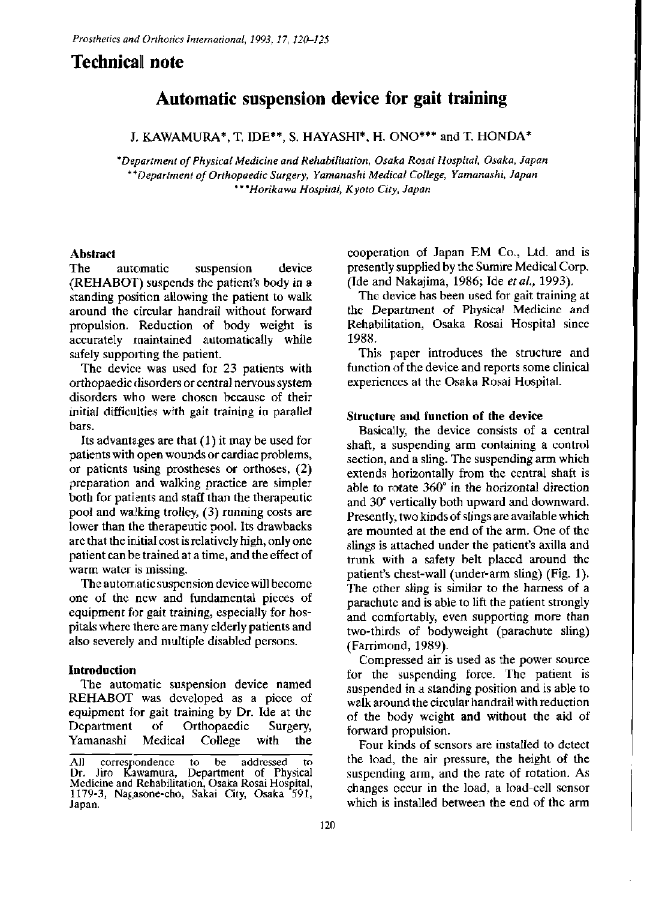## Technical note

# Automatic suspension device for gait training

J. KAWAMURA*, T. IDE**, S. HAYASHI*, H. ONO*** and T. HONDA*

*Department of Physical Medicine and Rehabilitation, Osaka Rosai Hospital, Osaka, Japan
**Department of Orthopaedic Surgery, Yamanashi Medical College, Yamanashi, Japan
***Horikawa Hospital, Kyoto City, Japan

### Abstract

The automatic suspension device (REHABOT) suspends the patient's body in a standing position allowing the patient to walk around the circular handrail without forward propulsion. Reduction of body weight is accurately maintained automatically while safely supporting the patient.

The device was used for 23 patients with orthopaedic disorders or central nervous system disorders who were chosen because of their initial difficulties with gait training in parallel bars.

Its advantages are that (1) it may be used for patients with open wounds or cardiac problems, or patients using prostheses or orthoses, (2) preparation and walking practice are simpler both for patients and staff than the therapeutic pool and walking trolley, (3) running costs are lower than the therapeutic pool. Its drawbacks are that the initial cost is relatively high, only one patient can be trained at a time, and the effect of warm water is missing.

The automatic suspension device will become one of the new and fundamental pieces of equipment for gait training, especially for hospitals where there are many elderly patients and also severely and multiple disabled persons.

### Introduction

The automatic suspension device named REHABOT was developed as a piece of equipment for gait training by Dr. Ide at the Department of Orthopaedic Surgery, Yamanashi Medical College with the cooperation of Japan EM Co., Ltd. and is presently supplied by the Sumire Medical Corp. (Ide and Nakajima, 1986; Ide *et al.*, 1993).

The device has been used for gait training at the Department of Physical Medicine and Rehabilitation, Osaka Rosai Hospital since 1988.

This paper introduces the structure and function of the device and reports some clinical experiences at the Osaka Rosai Hospital.

All correspondence to be addressed to Dr. Jiro Kawamura, Department of Physical Medicine and Rehabilitation, Osaka Rosai Hospital, 1179-3, Nagasone-cho, Sakai City, Osaka 591, Japan.

### Structure and function of the device

Basically, the device consists of a central shaft, a suspending arm containing a control section, and a sling. The suspending arm which extends horizontally from the central shaft is able to rotate 360° in the horizontal direction and 30° vertically both upward and downward. Presently, two kinds of slings are available which are mounted at the end of the arm. One of the slings is attached under the patient's axilla and trunk with a safety belt placed around the patient's chest-wall (under-arm sling) (Fig. 1). The other sling is similar to the harness of a parachute and is able to lift the patient strongly and comfortably, even supporting more than two-thirds of bodyweight (parachute sling) (Farrimond, 1989).

Compressed air is used as the power source for the suspending force. The patient is suspended in a standing position and is able to walk around the circular handrail with reduction of the body weight and without the aid of forward propulsion.

Four kinds of sensors are installed to detect the load, the air pressure, the height of the suspending arm, and the rate of rotation. As changes occur in the load, a load-cell sensor which is installed between the end of the arm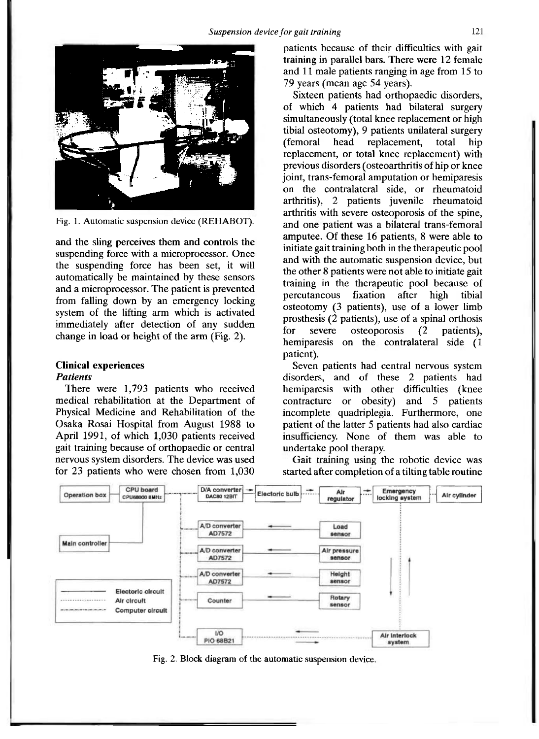Fig. 1. Automatic suspension device (REHABOT).

and the sling perceives them and controls the suspending force with a microprocessor. Once the suspending force has been set, it will automatically be maintained by these sensors and a microprocessor. The patient is prevented from falling down by an emergency locking system of the lifting arm which is activated immediately after detection of any sudden change in load or height of the arm (Fig. 2).

## Clinical experiences

### *Patients*

There were 1,793 patients who received medical rehabilitation at the Department of Physical Medicine and Rehabilitation of the Osaka Rosai Hospital from August 1988 to April 1991, of which 1,030 patients received gait training because of orthopaedic or central nervous system disorders. The device was used for 23 patients who were chosen from 1,030 patients because of their difficulties with gait training in parallel bars. There were 12 female and 11 male patients ranging in age from 15 to 79 years (mean age 54 years).

Sixteen patients had orthopaedic disorders, of which 4 patients had bilateral surgery simultaneously (total knee replacement or high tibial osteotomy), 9 patients unilateral surgery (femoral head replacement, total hip replacement, or total knee replacement) with previous disorders (osteoarthritis of hip or knee joint, trans-femoral amputation or hemiparesis on the contralateral side, or rheumatoid arthritis), 2 patients juvenile rheumatoid arthritis with severe osteoporosis of the spine, and one patient was a bilateral trans-femoral amputee. Of these 16 patients, 8 were able to initiate gait training both in the therapeutic pool and with the automatic suspension device, but the other 8 patients were not able to initiate gait training in the therapeutic pool because of percutaneous fixation after high tibial osteotomy (3 patients), use of a lower limb prosthesis (2 patients), use of a spinal orthosis for severe osteoporosis (2 patients), hemiparesis on the contralateral side (1 patient).

Seven patients had central nervous system disorders, and of these 2 patients had hemiparesis with other difficulties (knee contracture or obesity) and 5 patients incomplete quadriplegia. Furthermore, one patient of the latter 5 patients had also cardiac insufficiency. None of them was able to undertake pool therapy.

Gait training using the robotic device was started after completion of a tilting table routine

Fig. 2. Block diagram of the automatic suspension device.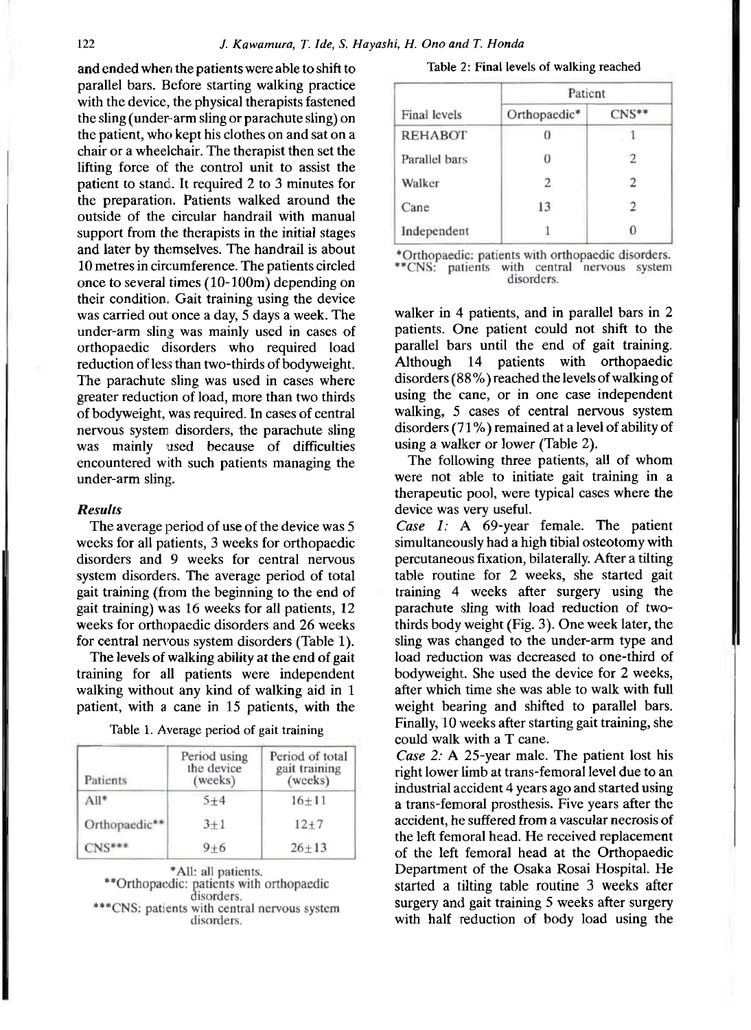and ended when the patients were able to shift to parallel bars. Before starting walking practice with the device, the physical therapists fastened the sling (under-arm sling or parachute sling) on the patient, who kept his clothes on and sat on a chair or a wheelchair. The therapist then set the lifting force of the control unit to assist the patient to stand. It required 2 to 3 minutes for the preparation. Patients walked around the outside of the circular handrail with manual support from the therapists in the initial stages and later by themselves. The handrail is about 10 metres in circumference. The patients circled once to several times (10-100m) depending on their condition. Gait training using the device was carried out once a day, 5 days a week. The under-arm sling was mainly used in cases of orthopaedic disorders who required load reduction of less than two-thirds of bodyweight. The parachute sling was used in cases where greater reduction of load, more than two thirds of bodyweight, was required. In cases of central nervous system disorders, the parachute sling was mainly used because of difficulties encountered with such patients managing the under-arm sling.

### *Results*

The average period of use of the device was 5 weeks for all patients, 3 weeks for orthopaedic disorders and 9 weeks for central nervous system disorders. The average period of total gait training (from the beginning to the end of gait training) was 16 weeks for all patients, 12 weeks for orthopaedic disorders and 26 weeks for central nervous system disorders (Table 1).

The levels of walking ability at the end of gait training for all patients were independent walking without any kind of walking aid in 1 patient, with a cane in 15 patients, with the walker in 4 patients, and in parallel bars in 2 patients. One patient could not shift to the parallel bars until the end of gait training. Although 14 patients with orthopaedic disorders (88%) reached the levels of walking of using the cane, or in one case independent walking, 5 cases of central nervous system disorders (71%) remained at a level of ability of using a walker or lower (Table 2).

Table 1. Average period of gait training

| Patients | Period using the device (weeks) | Period of total gait training (weeks) |
|---|---|---|
| All* | 5±4 | 16±11 |
| Orthopaedic** | 3±1 | 12±7 |
| CNS*** | 9±6 | 26±13 |

*All: all patients.
**Orthopaedic: patients with orthopaedic disorders.
***CNS: patients with central nervous system disorders.

Table 2: Final levels of walking reached

| | Patient | |
|---|---|---|
| Final levels | Orthopaedic* | CNS** |
| REHABOT | 0 | 1 |
| Parallel bars | 0 | 2 |
| Walker | 2 | 2 |
| Cane | 13 | 2 |
| Independent | 1 | 0 |

*Orthopaedic: patients with orthopaedic disorders.
**CNS: patients with central nervous system disorders.

The following three patients, all of whom were not able to initiate gait training in a therapeutic pool, were typical cases where the device was very useful.

*Case 1:* A 69-year female. The patient simultaneously had a high tibial osteotomy with percutaneous fixation, bilaterally. After a tilting table routine for 2 weeks, she started gait training 4 weeks after surgery using the parachute sling with load reduction of two-thirds body weight (Fig. 3). One week later, the sling was changed to the under-arm type and load reduction was decreased to one-third of bodyweight. She used the device for 2 weeks, after which time she was able to walk with full weight bearing and shifted to parallel bars. Finally, 10 weeks after starting gait training, she could walk with a T cane.

*Case 2:* A 25-year male. The patient lost his right lower limb at trans-femoral level due to an industrial accident 4 years ago and started using a trans-femoral prosthesis. Five years after the accident, he suffered from a vascular necrosis of the left femoral head. He received replacement of the left femoral head at the Orthopaedic Department of the Osaka Rosai Hospital. He started a tilting table routine 3 weeks after surgery and gait training 5 weeks after surgery with half reduction of body load using the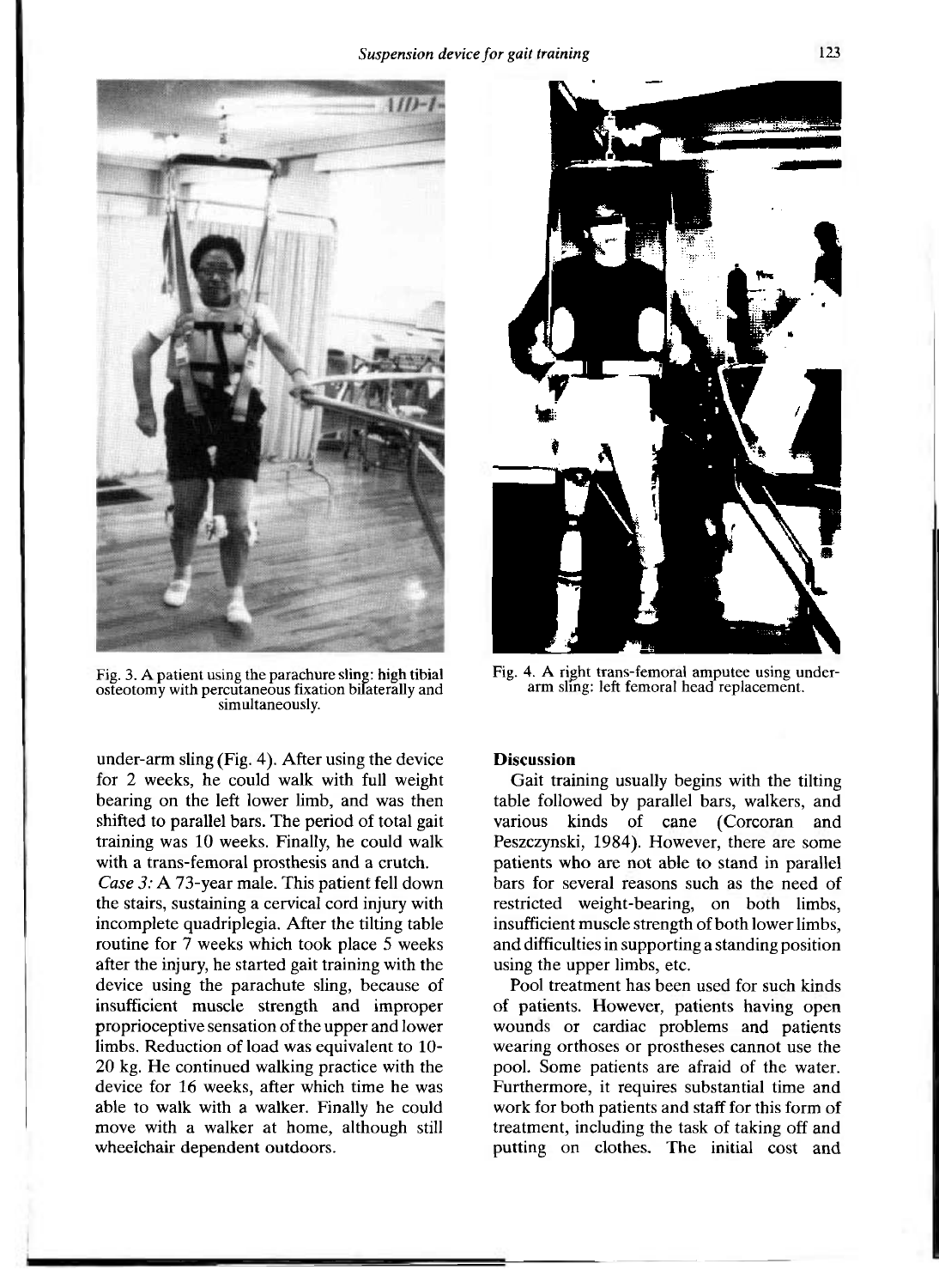Fig. 3. A patient using the parachure sling: high tibial osteotomy with percutaneous fixation bilaterally and simultaneously.

Fig. 4. A right trans-femoral amputee using under-arm sling: left femoral head replacement.

under-arm sling (Fig. 4). After using the device for 2 weeks, he could walk with full weight bearing on the left lower limb, and was then shifted to parallel bars. The period of total gait training was 10 weeks. Finally, he could walk with a trans-femoral prosthesis and a crutch.

*Case 3:* A 73-year male. This patient fell down the stairs, sustaining a cervical cord injury with incomplete quadriplegia. After the tilting table routine for 7 weeks which took place 5 weeks after the injury, he started gait training with the device using the parachute sling, because of insufficient muscle strength and improper proprioceptive sensation of the upper and lower limbs. Reduction of load was equivalent to 10-20 kg. He continued walking practice with the device for 16 weeks, after which time he was able to walk with a walker. Finally he could move with a walker at home, although still wheelchair dependent outdoors.

## Discussion

Gait training usually begins with the tilting table followed by parallel bars, walkers, and various kinds of cane (Corcoran and Peszczynski, 1984). However, there are some patients who are not able to stand in parallel bars for several reasons such as the need of restricted weight-bearing, on both limbs, insufficient muscle strength of both lower limbs, and difficulties in supporting a standing position using the upper limbs, etc.

Pool treatment has been used for such kinds of patients. However, patients having open wounds or cardiac problems and patients wearing orthoses or prostheses cannot use the pool. Some patients are afraid of the water. Furthermore, it requires substantial time and work for both patients and staff for this form of treatment, including the task of taking off and putting on clothes. The initial cost and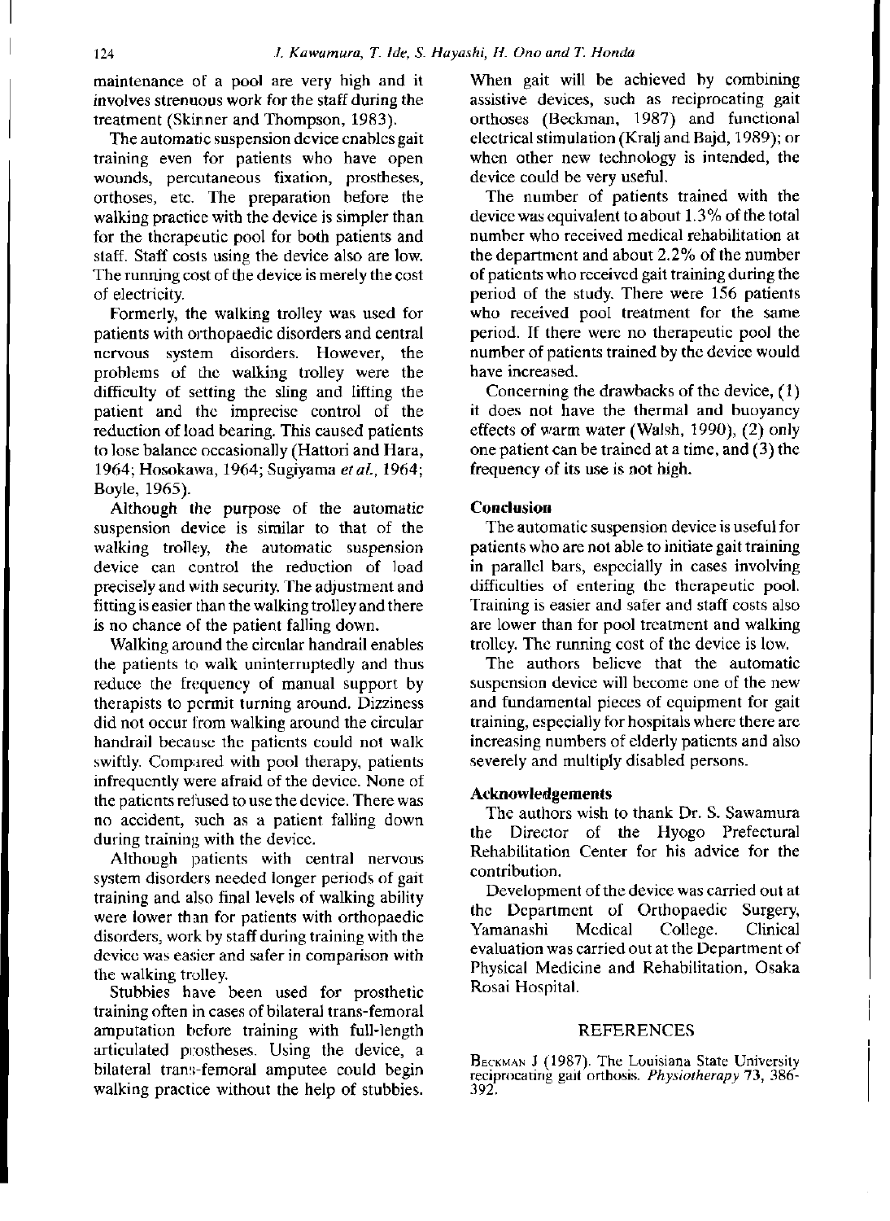maintenance of a pool are very high and it involves strenuous work for the staff during the treatment (Skinner and Thompson, 1983).

The automatic suspension device enables gait training even for patients who have open wounds, percutaneous fixation, prostheses, orthoses, etc. The preparation before the walking practice with the device is simpler than for the therapeutic pool for both patients and staff. Staff costs using the device also are low. The running cost of the device is merely the cost of electricity.

Formerly, the walking trolley was used for patients with orthopaedic disorders and central nervous system disorders. However, the problems of the walking trolley were the difficulty of setting the sling and lifting the patient and the imprecise control of the reduction of load bearing. This caused patients to lose balance occasionally (Hattori and Hara, 1964; Hosokawa, 1964; Sugiyama *et al.*, 1964; Boyle, 1965).

Although the purpose of the automatic suspension device is similar to that of the walking trolley, the automatic suspension device can control the reduction of load precisely and with security. The adjustment and fitting is easier than the walking trolley and there is no chance of the patient falling down.

Walking around the circular handrail enables the patients to walk uninterruptedly and thus reduce the frequency of manual support by therapists to permit turning around. Dizziness did not occur from walking around the circular handrail because the patients could not walk swiftly. Compared with pool therapy, patients infrequently were afraid of the device. None of the patients refused to use the device. There was no accident, such as a patient falling down during training with the device.

Although patients with central nervous system disorders needed longer periods of gait training and also final levels of walking ability were lower than for patients with orthopaedic disorders, work by staff during training with the device was easier and safer in comparison with the walking trolley.

Stubbies have been used for prosthetic training often in cases of bilateral trans-femoral amputation before training with full-length articulated prostheses. Using the device, a bilateral trans-femoral amputee could begin walking practice without the help of stubbies. When gait will be achieved by combining assistive devices, such as reciprocating gait orthoses (Beckman, 1987) and functional electrical stimulation (Kralj and Bajd, 1989); or when other new technology is intended, the device could be very useful.

The number of patients trained with the device was equivalent to about 1.3% of the total number who received medical rehabilitation at the department and about 2.2% of the number of patients who received gait training during the period of the study. There were 156 patients who received pool treatment for the same period. If there were no therapeutic pool the number of patients trained by the device would have increased.

Concerning the drawbacks of the device, (1) it does not have the thermal and buoyancy effects of warm water (Walsh, 1990), (2) only one patient can be trained at a time, and (3) the frequency of its use is not high.

### Conclusion

The automatic suspension device is useful for patients who are not able to initiate gait training in parallel bars, especially in cases involving difficulties of entering the therapeutic pool. Training is easier and safer and staff costs also are lower than for pool treatment and walking trolley. The running cost of the device is low.

The authors believe that the automatic suspension device will become one of the new and fundamental pieces of equipment for gait training, especially for hospitals where there are increasing numbers of elderly patients and also severely and multiply disabled persons.

### Acknowledgements

The authors wish to thank Dr. S. Sawamura the Director of the Hyogo Prefectural Rehabilitation Center for his advice for the contribution.

Development of the device was carried out at the Department of Orthopaedic Surgery, Yamanashi Medical College. Clinical evaluation was carried out at the Department of Physical Medicine and Rehabilitation, Osaka Rosai Hospital.

## REFERENCES

Beckman J (1987). The Louisiana State University reciprocating gait orthosis. *Physiotherapy* 73, 386-392.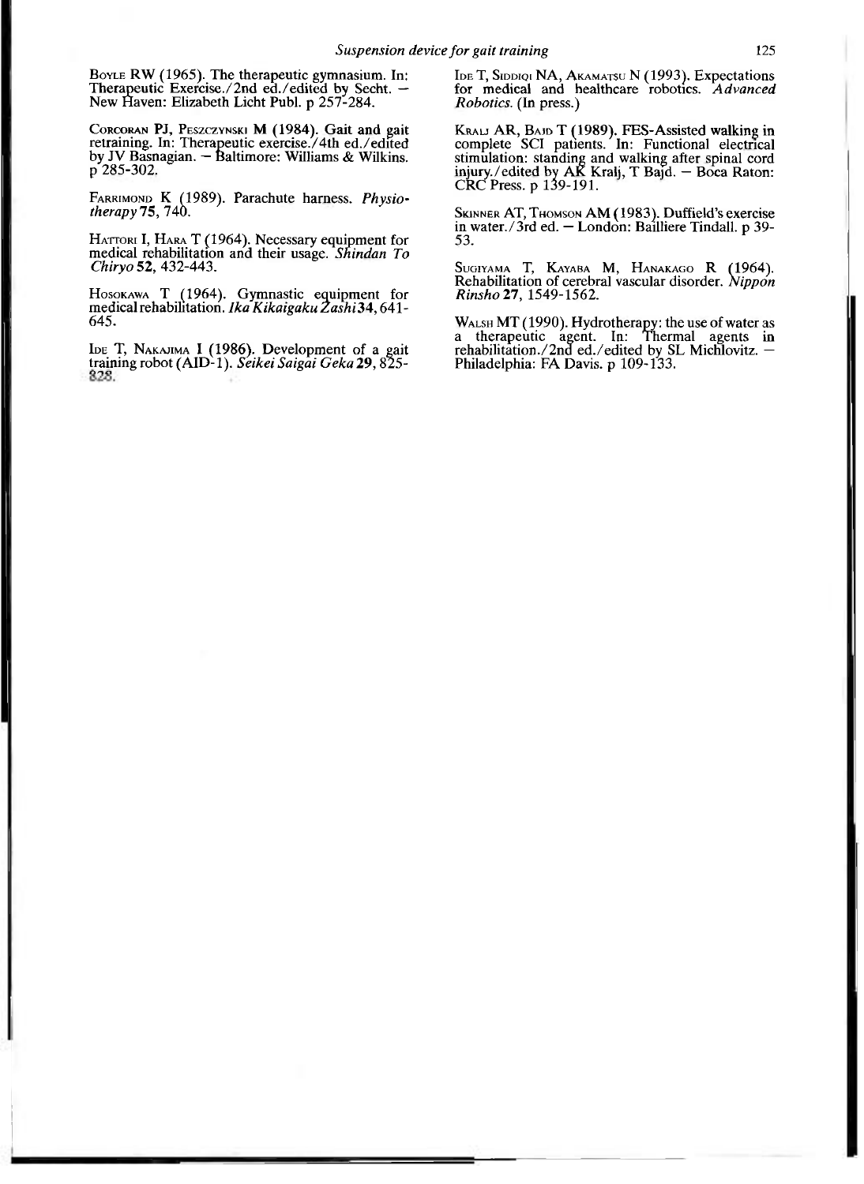Boyle RW (1965). The therapeutic gymnasium. In: Therapeutic Exercise./2nd ed./edited by Secht. — New Haven: Elizabeth Licht Publ. p 257-284.

Corcoran PJ, Peszczynski M (1984). Gait and gait retraining. In: Therapeutic exercise./4th ed./edited by JV Basnagian. — Baltimore: Williams & Wilkins. p 285-302.

Farrimond K (1989). Parachute harness. *Physiotherapy* **75**, 740.

Hattori I, Hara T (1964). Necessary equipment for medical rehabilitation and their usage. *Shindan To Chiryo* **52**, 432-443.

Hosokawa T (1964). Gymnastic equipment for medical rehabilitation. *Ika Kikaigaku Zashi* **34**, 641-645.

Ide T, Nakajima I (1986). Development of a gait training robot (AID-1). *Seikei Saigai Geka* **29**, 825-828.

Ide T, Siddiqi NA, Akamatsu N (1993). Expectations for medical and healthcare robotics. *Advanced Robotics.* (In press.)

Kralj AR, Bajd T (1989). FES-Assisted walking in complete SCI patients. In: Functional electrical stimulation: standing and walking after spinal cord injury./edited by AR Kralj, T Bajd. — Boca Raton: CRC Press. p 139-191.

Skinner AT, Thomson AM (1983). Duffield's exercise in water./3rd ed. — London: Bailliere Tindall. p 39-53.

Sugiyama T, Kayaba M, Hanakago R (1964). Rehabilitation of cerebral vascular disorder. *Nippon Rinsho* **27**, 1549-1562.

Walsh MT (1990). Hydrotherapy: the use of water as a therapeutic agent. In: Thermal agents in rehabilitation./2nd ed./edited by SL Michlovitz. — Philadelphia: FA Davis. p 109-133.